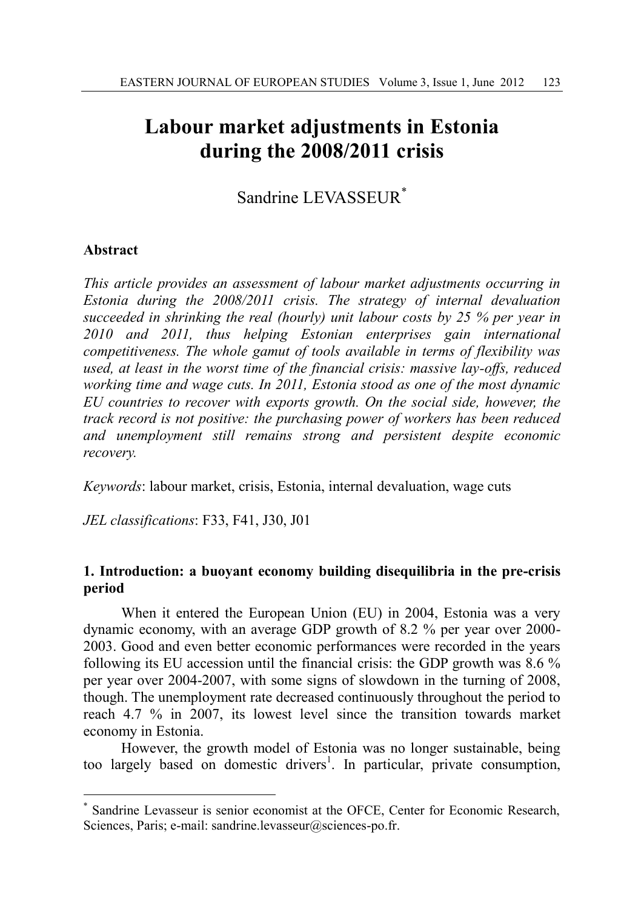# Labour market adjustments in Estonia during the 2008/2011 crisis

Sandrine LEVASSEUR[*]

## Abstract

*This article provides an assessment of labour market adjustments occurring in Estonia during the 2008/2011 crisis. The strategy of internal devaluation succeeded in shrinking the real (hourly) unit labour costs by 25 % per year in 2010 and 2011, thus helping Estonian enterprises gain international competitiveness. The whole gamut of tools available in terms of flexibility was used, at least in the worst time of the financial crisis: massive lay-offs, reduced working time and wage cuts. In 2011, Estonia stood as one of the most dynamic EU countries to recover with exports growth. On the social side, however, the track record is not positive: the purchasing power of workers has been reduced and unemployment still remains strong and persistent despite economic recovery.*

*Keywords*: labour market, crisis, Estonia, internal devaluation, wage cuts

*JEL classifications*: F33, F41, J30, J01

## 1. Introduction: a buoyant economy building disequilibria in the pre-crisis period

When it entered the European Union (EU) in 2004, Estonia was a very dynamic economy, with an average GDP growth of 8.2 % per year over 2000-2003. Good and even better economic performances were recorded in the years following its EU accession until the financial crisis: the GDP growth was 8.6 % per year over 2004-2007, with some signs of slowdown in the turning of 2008, though. The unemployment rate decreased continuously throughout the period to reach 4.7 % in 2007, its lowest level since the transition towards market economy in Estonia.

However, the growth model of Estonia was no longer sustainable, being too largely based on domestic drivers[1]. In particular, private consumption,

---

[*] Sandrine Levasseur is senior economist at the OFCE, Center for Economic Research, Sciences, Paris; e-mail: sandrine.levasseur@sciences-po.fr.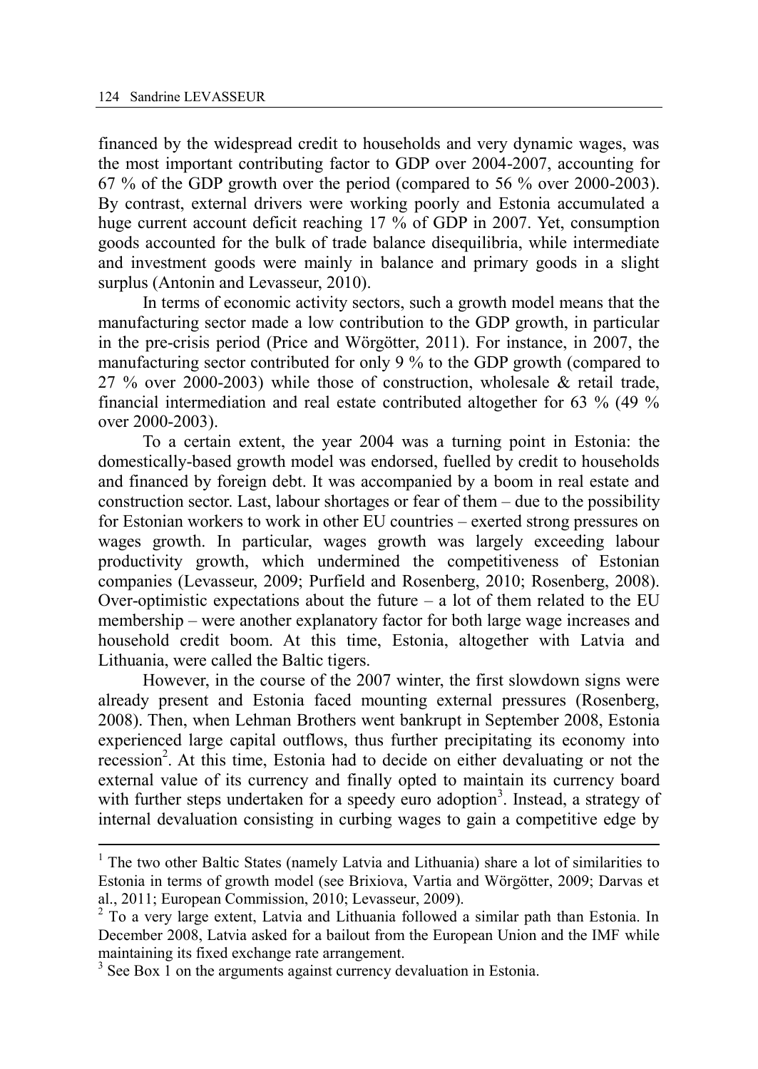financed by the widespread credit to households and very dynamic wages, was the most important contributing factor to GDP over 2004-2007, accounting for 67 % of the GDP growth over the period (compared to 56 % over 2000-2003). By contrast, external drivers were working poorly and Estonia accumulated a huge current account deficit reaching 17 % of GDP in 2007. Yet, consumption goods accounted for the bulk of trade balance disequilibria, while intermediate and investment goods were mainly in balance and primary goods in a slight surplus (Antonin and Levasseur, 2010).

In terms of economic activity sectors, such a growth model means that the manufacturing sector made a low contribution to the GDP growth, in particular in the pre-crisis period (Price and Wörgötter, 2011). For instance, in 2007, the manufacturing sector contributed for only 9 % to the GDP growth (compared to 27 % over 2000-2003) while those of construction, wholesale & retail trade, financial intermediation and real estate contributed altogether for 63 % (49 % over 2000-2003).

To a certain extent, the year 2004 was a turning point in Estonia: the domestically-based growth model was endorsed, fuelled by credit to households and financed by foreign debt. It was accompanied by a boom in real estate and construction sector. Last, labour shortages or fear of them – due to the possibility for Estonian workers to work in other EU countries – exerted strong pressures on wages growth. In particular, wages growth was largely exceeding labour productivity growth, which undermined the competitiveness of Estonian companies (Levasseur, 2009; Purfield and Rosenberg, 2010; Rosenberg, 2008). Over-optimistic expectations about the future – a lot of them related to the EU membership – were another explanatory factor for both large wage increases and household credit boom. At this time, Estonia, altogether with Latvia and Lithuania, were called the Baltic tigers.

However, in the course of the 2007 winter, the first slowdown signs were already present and Estonia faced mounting external pressures (Rosenberg, 2008). Then, when Lehman Brothers went bankrupt in September 2008, Estonia experienced large capital outflows, thus further precipitating its economy into recession[2]. At this time, Estonia had to decide on either devaluating or not the external value of its currency and finally opted to maintain its currency board with further steps undertaken for a speedy euro adoption[3]. Instead, a strategy of internal devaluation consisting in curbing wages to gain a competitive edge by

---

[1] The two other Baltic States (namely Latvia and Lithuania) share a lot of similarities to Estonia in terms of growth model (see Brixiova, Vartia and Wörgötter, 2009; Darvas et al., 2011; European Commission, 2010; Levasseur, 2009).

[2] To a very large extent, Latvia and Lithuania followed a similar path than Estonia. In December 2008, Latvia asked for a bailout from the European Union and the IMF while maintaining its fixed exchange rate arrangement.

[3] See Box 1 on the arguments against currency devaluation in Estonia.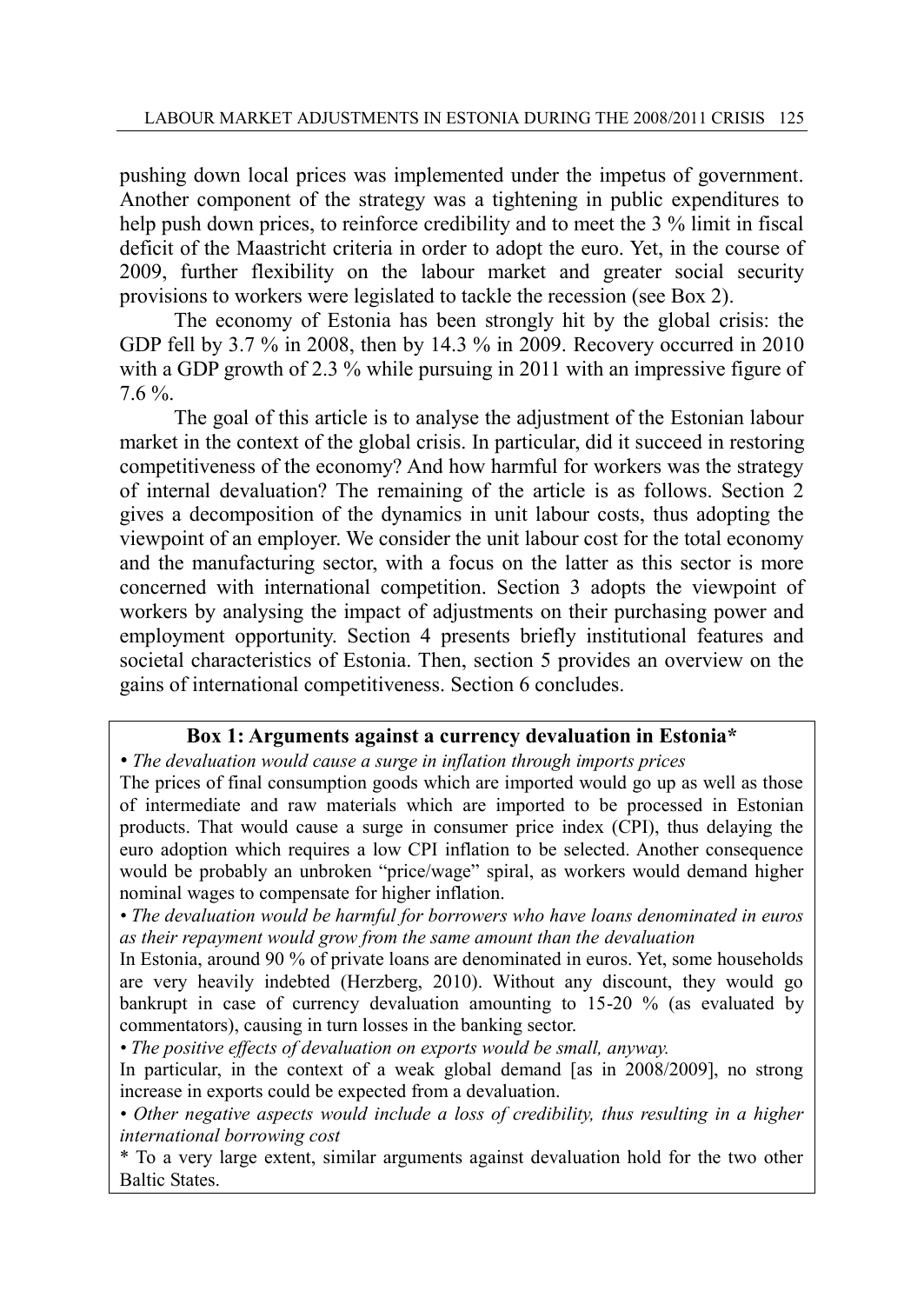pushing down local prices was implemented under the impetus of government. Another component of the strategy was a tightening in public expenditures to help push down prices, to reinforce credibility and to meet the 3 % limit in fiscal deficit of the Maastricht criteria in order to adopt the euro. Yet, in the course of 2009, further flexibility on the labour market and greater social security provisions to workers were legislated to tackle the recession (see Box 2).

The economy of Estonia has been strongly hit by the global crisis: the GDP fell by 3.7 % in 2008, then by 14.3 % in 2009. Recovery occurred in 2010 with a GDP growth of 2.3 % while pursuing in 2011 with an impressive figure of 7.6 %.

The goal of this article is to analyse the adjustment of the Estonian labour market in the context of the global crisis. In particular, did it succeed in restoring competitiveness of the economy? And how harmful for workers was the strategy of internal devaluation? The remaining of the article is as follows. Section 2 gives a decomposition of the dynamics in unit labour costs, thus adopting the viewpoint of an employer. We consider the unit labour cost for the total economy and the manufacturing sector, with a focus on the latter as this sector is more concerned with international competition. Section 3 adopts the viewpoint of workers by analysing the impact of adjustments on their purchasing power and employment opportunity. Section 4 presents briefly institutional features and societal characteristics of Estonia. Then, section 5 provides an overview on the gains of international competitiveness. Section 6 concludes.

**Box 1: Arguments against a currency devaluation in Estonia***

• *The devaluation would cause a surge in inflation through imports prices*

The prices of final consumption goods which are imported would go up as well as those of intermediate and raw materials which are imported to be processed in Estonian products. That would cause a surge in consumer price index (CPI), thus delaying the euro adoption which requires a low CPI inflation to be selected. Another consequence would be probably an unbroken "price/wage" spiral, as workers would demand higher nominal wages to compensate for higher inflation.

• *The devaluation would be harmful for borrowers who have loans denominated in euros as their repayment would grow from the same amount than the devaluation*

In Estonia, around 90 % of private loans are denominated in euros. Yet, some households are very heavily indebted (Herzberg, 2010). Without any discount, they would go bankrupt in case of currency devaluation amounting to 15-20 % (as evaluated by commentators), causing in turn losses in the banking sector.

• *The positive effects of devaluation on exports would be small, anyway.*

In particular, in the context of a weak global demand [as in 2008/2009], no strong increase in exports could be expected from a devaluation.

• *Other negative aspects would include a loss of credibility, thus resulting in a higher international borrowing cost*

* To a very large extent, similar arguments against devaluation hold for the two other Baltic States.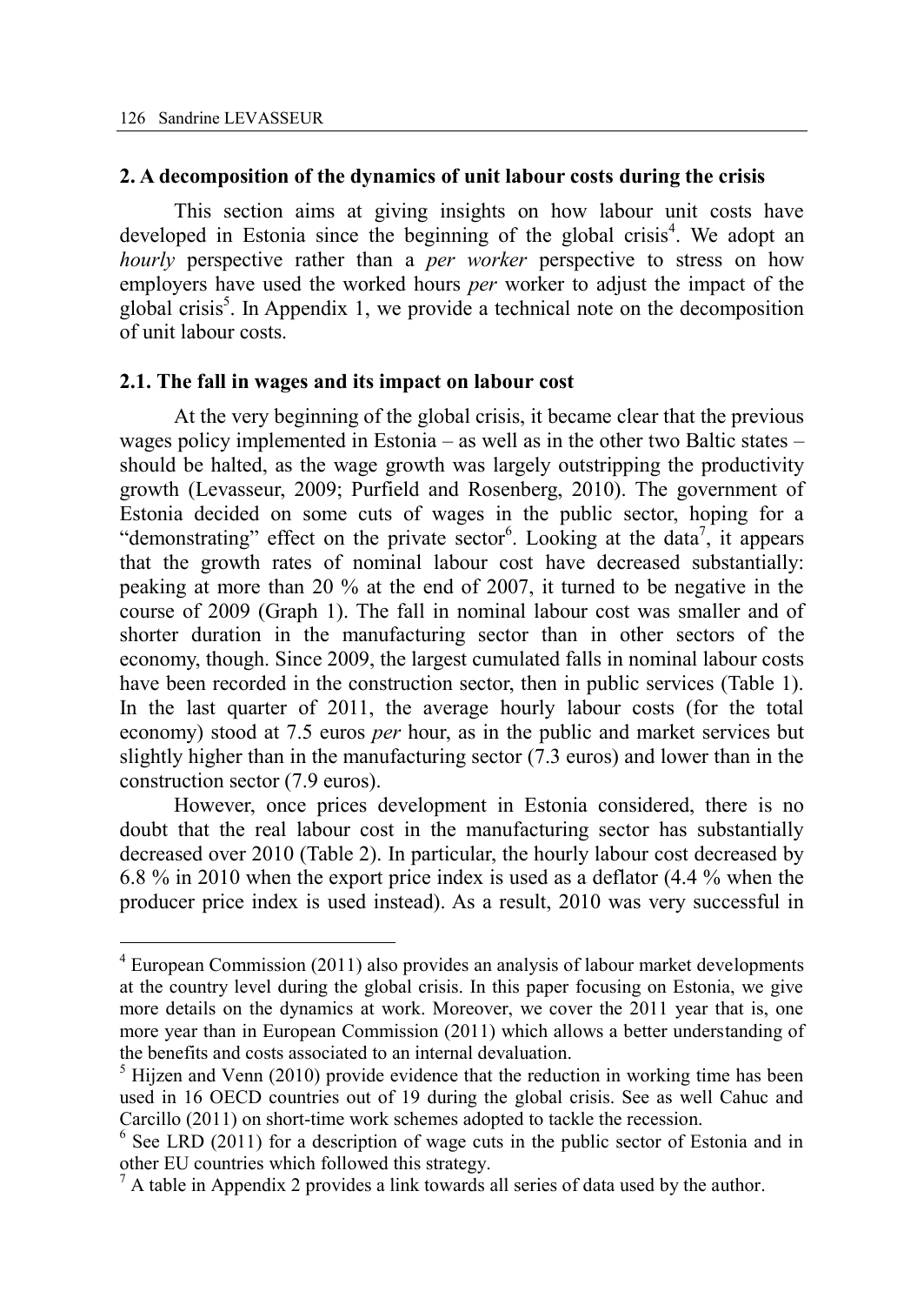## 2. A decomposition of the dynamics of unit labour costs during the crisis

This section aims at giving insights on how labour unit costs have developed in Estonia since the beginning of the global crisis[4]. We adopt an *hourly* perspective rather than a *per worker* perspective to stress on how employers have used the worked hours *per* worker to adjust the impact of the global crisis[5]. In Appendix 1, we provide a technical note on the decomposition of unit labour costs.

### 2.1. The fall in wages and its impact on labour cost

At the very beginning of the global crisis, it became clear that the previous wages policy implemented in Estonia – as well as in the other two Baltic states – should be halted, as the wage growth was largely outstripping the productivity growth (Levasseur, 2009; Purfield and Rosenberg, 2010). The government of Estonia decided on some cuts of wages in the public sector, hoping for a "demonstrating" effect on the private sector[6]. Looking at the data[7], it appears that the growth rates of nominal labour cost have decreased substantially: peaking at more than 20 % at the end of 2007, it turned to be negative in the course of 2009 (Graph 1). The fall in nominal labour cost was smaller and of shorter duration in the manufacturing sector than in other sectors of the economy, though. Since 2009, the largest cumulated falls in nominal labour costs have been recorded in the construction sector, then in public services (Table 1). In the last quarter of 2011, the average hourly labour costs (for the total economy) stood at 7.5 euros *per* hour, as in the public and market services but slightly higher than in the manufacturing sector (7.3 euros) and lower than in the construction sector (7.9 euros).

However, once prices development in Estonia considered, there is no doubt that the real labour cost in the manufacturing sector has substantially decreased over 2010 (Table 2). In particular, the hourly labour cost decreased by 6.8 % in 2010 when the export price index is used as a deflator (4.4 % when the producer price index is used instead). As a result, 2010 was very successful in

---

[4] European Commission (2011) also provides an analysis of labour market developments at the country level during the global crisis. In this paper focusing on Estonia, we give more details on the dynamics at work. Moreover, we cover the 2011 year that is, one more year than in European Commission (2011) which allows a better understanding of the benefits and costs associated to an internal devaluation.

[5] Hijzen and Venn (2010) provide evidence that the reduction in working time has been used in 16 OECD countries out of 19 during the global crisis. See as well Cahuc and Carcillo (2011) on short-time work schemes adopted to tackle the recession.

[6] See LRD (2011) for a description of wage cuts in the public sector of Estonia and in other EU countries which followed this strategy.

[7] A table in Appendix 2 provides a link towards all series of data used by the author.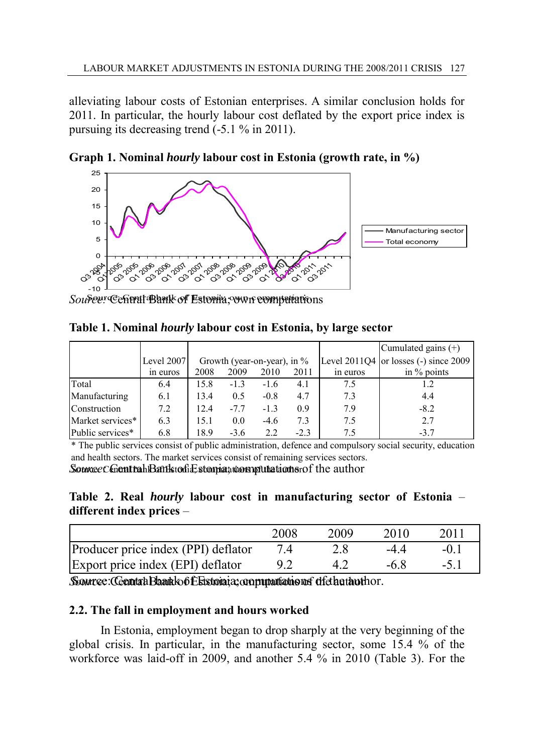alleviating labour costs of Estonian enterprises. A similar conclusion holds for 2011. In particular, the hourly labour cost deflated by the export price index is pursuing its decreasing trend (-5.1 % in 2011).

**Graph 1. Nominal *hourly* labour cost in Estonia (growth rate, in %)**

*Source:* Central Bank of Estonia; own computations

**Table 1. Nominal *hourly* labour cost in Estonia, by large sector**

| | Level 2007 in euros | Growth (year-on-year), in % 2008 | 2009 | 2010 | 2011 | Level 2011Q4 in euros | Cumulated gains (+) or losses (-) since 2009 in % points |
|---|---|---|---|---|---|---|---|
| Total | 6.4 | 15.8 | -1.3 | -1.6 | 4.1 | 7.5 | 1.2 |
| Manufacturing | 6.1 | 13.4 | 0.5 | -0.8 | 4.7 | 7.3 | 4.4 |
| Construction | 7.2 | 12.4 | -7.7 | -1.3 | 0.9 | 7.9 | -8.2 |
| Market services* | 6.3 | 15.1 | 0.0 | -4.6 | 7.3 | 7.5 | 2.7 |
| Public services* | 6.8 | 18.9 | -3.6 | 2.2 | -2.3 | 7.5 | -3.7 |

\* The public services consist of public administration, defence and compulsory social security, education and health sectors. The market services consist of remaining services sectors.

*Source:* Central Bank of Estonia; computations of the author

**Table 2. Real *hourly* labour cost in manufacturing sector of Estonia – different index prices –**

| | 2008 | 2009 | 2010 | 2011 |
|---|---|---|---|---|
| Producer price index (PPI) deflator | 7.4 | 2.8 | -4.4 | -0.1 |
| Export price index (EPI) deflator | 9.2 | 4.2 | -6.8 | -5.1 |

*Source:* Central Bank of Estonia; computations of the author.

### 2.2. The fall in employment and hours worked

In Estonia, employment began to drop sharply at the very beginning of the global crisis. In particular, in the manufacturing sector, some 15.4 % of the workforce was laid-off in 2009, and another 5.4 % in 2010 (Table 3). For the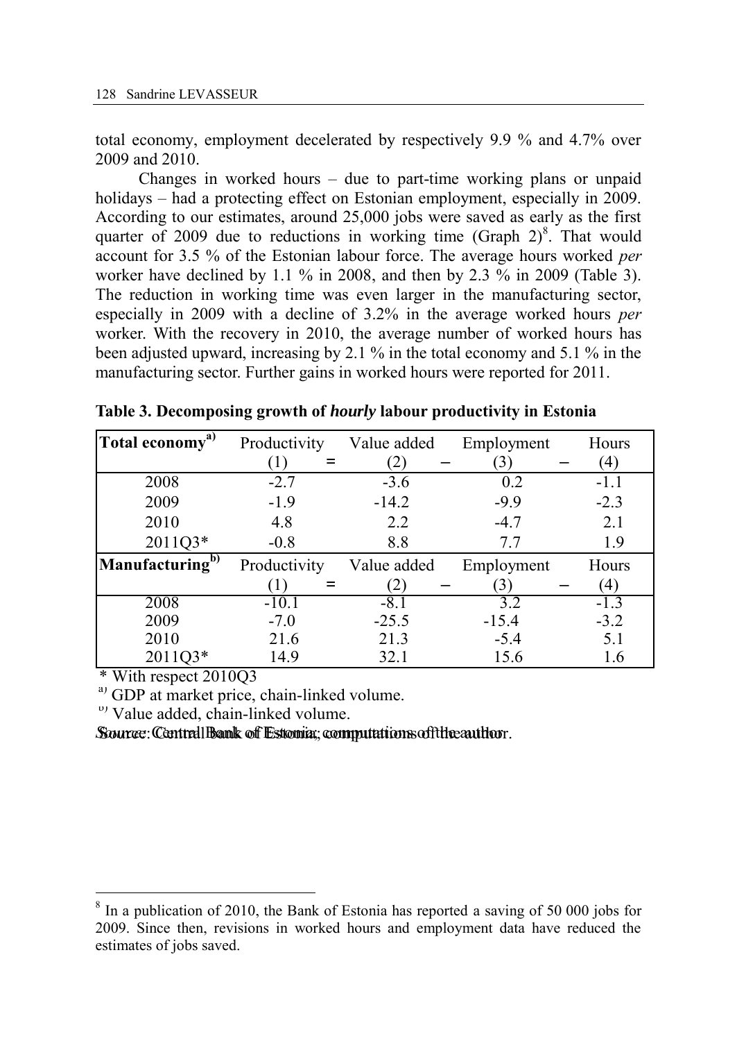total economy, employment decelerated by respectively 9.9 % and 4.7% over 2009 and 2010.

Changes in worked hours – due to part-time working plans or unpaid holidays – had a protecting effect on Estonian employment, especially in 2009. According to our estimates, around 25,000 jobs were saved as early as the first quarter of 2009 due to reductions in working time (Graph 2)[8]. That would account for 3.5 % of the Estonian labour force. The average hours worked *per* worker have declined by 1.1 % in 2008, and then by 2.3 % in 2009 (Table 3). The reduction in working time was even larger in the manufacturing sector, especially in 2009 with a decline of 3.2% in the average worked hours *per* worker. With the recovery in 2010, the average number of worked hours has been adjusted upward, increasing by 2.1 % in the total economy and 5.1 % in the manufacturing sector. Further gains in worked hours were reported for 2011.

**Table 3. Decomposing growth of *hourly* labour productivity in Estonia**

| **Total economy[a)]** | Productivity (1) | = | Value added (2) | – | Employment (3) | – | Hours (4) |
|---|---|---|---|---|---|---|---|
| 2008 | -2.7 | | -3.6 | | 0.2 | | -1.1 |
| 2009 | -1.9 | | -14.2 | | -9.9 | | -2.3 |
| 2010 | 4.8 | | 2.2 | | -4.7 | | 2.1 |
| 2011Q3* | -0.8 | | 8.8 | | 7.7 | | 1.9 |
| **Manufacturing[b)]** | Productivity (1) | = | Value added (2) | – | Employment (3) | – | Hours (4) |
| 2008 | -10.1 | | -8.1 | | 3.2 | | -1.3 |
| 2009 | -7.0 | | -25.5 | | -15.4 | | -3.2 |
| 2010 | 21.6 | | 21.3 | | -5.4 | | 5.1 |
| 2011Q3* | 14.9 | | 32.1 | | 15.6 | | 1.6 |

\* With respect 2010Q3

[a)] GDP at market price, chain-linked volume.

[b)] Value added, chain-linked volume.

*Source*: Central Bank of Estonia; computations of the author.

[8] In a publication of 2010, the Bank of Estonia has reported a saving of 50 000 jobs for 2009. Since then, revisions in worked hours and employment data have reduced the estimates of jobs saved.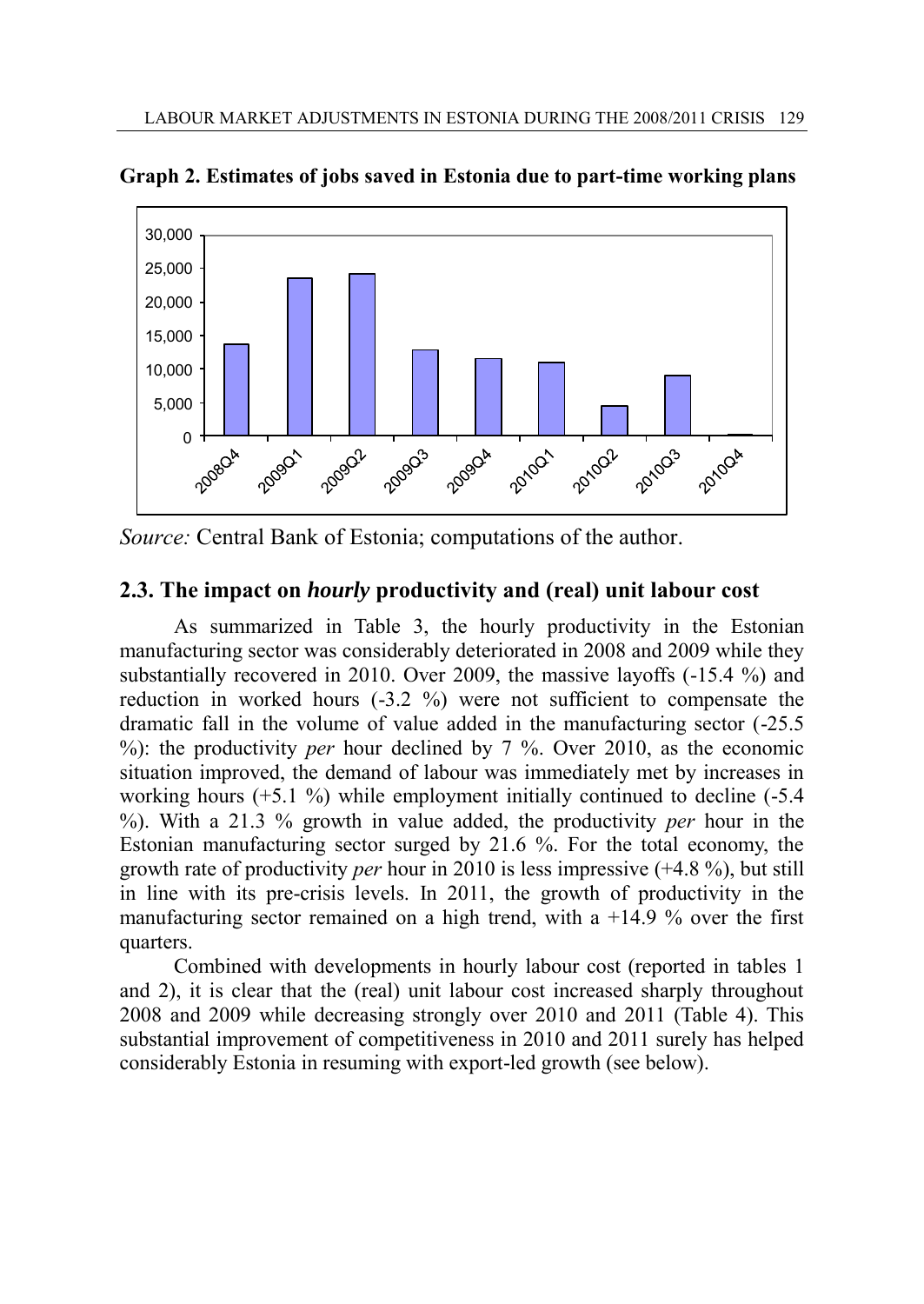**Graph 2. Estimates of jobs saved in Estonia due to part-time working plans**

*Source:* Central Bank of Estonia; computations of the author.

## 2.3. The impact on *hourly* productivity and (real) unit labour cost

As summarized in Table 3, the hourly productivity in the Estonian manufacturing sector was considerably deteriorated in 2008 and 2009 while they substantially recovered in 2010. Over 2009, the massive layoffs (-15.4 %) and reduction in worked hours (-3.2 %) were not sufficient to compensate the dramatic fall in the volume of value added in the manufacturing sector (-25.5 %): the productivity *per* hour declined by 7 %. Over 2010, as the economic situation improved, the demand of labour was immediately met by increases in working hours (+5.1 %) while employment initially continued to decline (-5.4 %). With a 21.3 % growth in value added, the productivity *per* hour in the Estonian manufacturing sector surged by 21.6 %. For the total economy, the growth rate of productivity *per* hour in 2010 is less impressive (+4.8 %), but still in line with its pre-crisis levels. In 2011, the growth of productivity in the manufacturing sector remained on a high trend, with a +14.9 % over the first quarters.

Combined with developments in hourly labour cost (reported in tables 1 and 2), it is clear that the (real) unit labour cost increased sharply throughout 2008 and 2009 while decreasing strongly over 2010 and 2011 (Table 4). This substantial improvement of competitiveness in 2010 and 2011 surely has helped considerably Estonia in resuming with export-led growth (see below).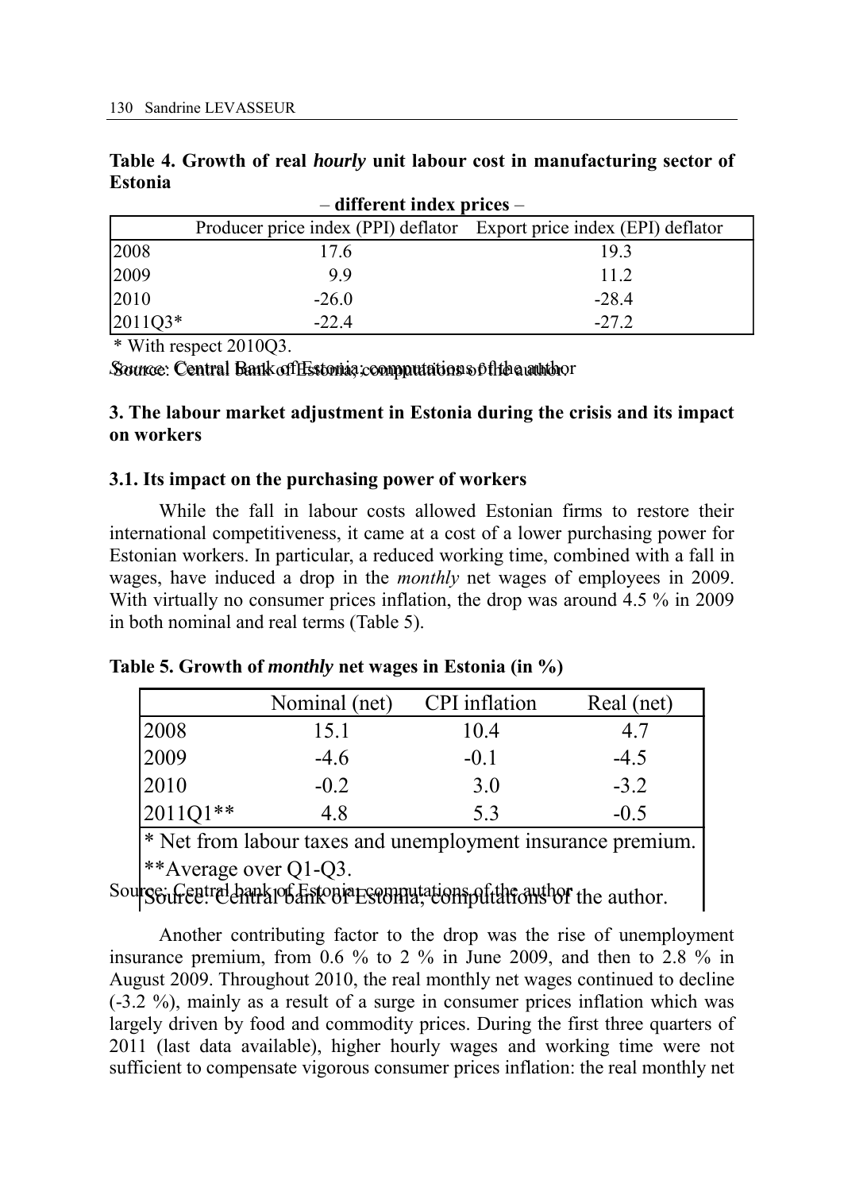**Table 4. Growth of real *hourly* unit labour cost in manufacturing sector of Estonia**

– **different index prices** –

| | Producer price index (PPI) deflator | Export price index (EPI) deflator |
|---|---|---|
| 2008 | 17.6 | 19.3 |
| 2009 | 9.9 | 11.2 |
| 2010 | -26.0 | -28.4 |
| 2011Q3* | -22.4 | -27.2 |

\* With respect 2010Q3.

*Source*: Central Bank of Estonia; computations of the author

### 3. The labour market adjustment in Estonia during the crisis and its impact on workers

#### 3.1. Its impact on the purchasing power of workers

While the fall in labour costs allowed Estonian firms to restore their international competitiveness, it came at a cost of a lower purchasing power for Estonian workers. In particular, a reduced working time, combined with a fall in wages, have induced a drop in the *monthly* net wages of employees in 2009. With virtually no consumer prices inflation, the drop was around 4.5 % in 2009 in both nominal and real terms (Table 5).

**Table 5. Growth of *monthly* net wages in Estonia (in %)**

| | Nominal (net) | CPI inflation | Real (net) |
|---|---|---|---|
| 2008 | 15.1 | 10.4 | 4.7 |
| 2009 | -4.6 | -0.1 | -4.5 |
| 2010 | -0.2 | 3.0 | -3.2 |
| 2011Q1** | 4.8 | 5.3 | -0.5 |

\* Net from labour taxes and unemployment insurance premium.

\*\*Average over Q1-Q3.

Source: Central bank of Estonia, computations of the author.

Another contributing factor to the drop was the rise of unemployment insurance premium, from 0.6 % to 2 % in June 2009, and then to 2.8 % in August 2009. Throughout 2010, the real monthly net wages continued to decline (-3.2 %), mainly as a result of a surge in consumer prices inflation which was largely driven by food and commodity prices. During the first three quarters of 2011 (last data available), higher hourly wages and working time were not sufficient to compensate vigorous consumer prices inflation: the real monthly net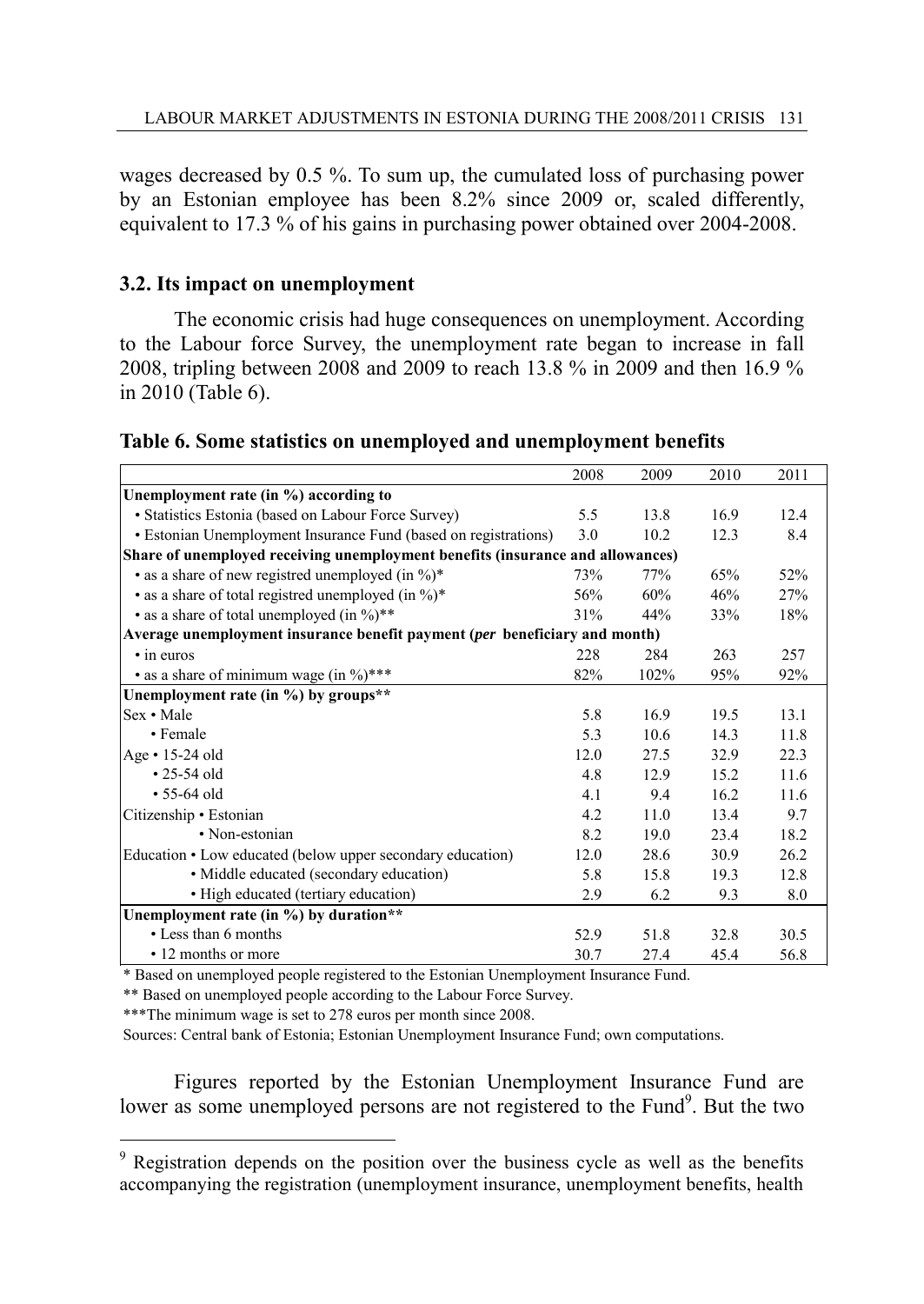wages decreased by 0.5 %. To sum up, the cumulated loss of purchasing power by an Estonian employee has been 8.2% since 2009 or, scaled differently, equivalent to 17.3 % of his gains in purchasing power obtained over 2004-2008.

### 3.2. Its impact on unemployment

The economic crisis had huge consequences on unemployment. According to the Labour force Survey, the unemployment rate began to increase in fall 2008, tripling between 2008 and 2009 to reach 13.8 % in 2009 and then 16.9 % in 2010 (Table 6).

**Table 6. Some statistics on unemployed and unemployment benefits**

| | 2008 | 2009 | 2010 | 2011 |
|---|---|---|---|---|
| **Unemployment rate (in %) according to** | | | | |
| • Statistics Estonia (based on Labour Force Survey) | 5.5 | 13.8 | 16.9 | 12.4 |
| • Estonian Unemployment Insurance Fund (based on registrations) | 3.0 | 10.2 | 12.3 | 8.4 |
| **Share of unemployed receiving unemployment benefits (insurance and allowances)** | | | | |
| • as a share of new registred unemployed (in %)* | 73% | 77% | 65% | 52% |
| • as a share of total registred unemployed (in %)* | 56% | 60% | 46% | 27% |
| • as a share of total unemployed (in %)** | 31% | 44% | 33% | 18% |
| **Average unemployment insurance benefit payment (*per* beneficiary and month)** | | | | |
| • in euros | 228 | 284 | 263 | 257 |
| • as a share of minimum wage (in %)*** | 82% | 102% | 95% | 92% |
| **Unemployment rate (in %) by groups**** | | | | |
| Sex • Male | 5.8 | 16.9 | 19.5 | 13.1 |
| • Female | 5.3 | 10.6 | 14.3 | 11.8 |
| Age • 15-24 old | 12.0 | 27.5 | 32.9 | 22.3 |
| • 25-54 old | 4.8 | 12.9 | 15.2 | 11.6 |
| • 55-64 old | 4.1 | 9.4 | 16.2 | 11.6 |
| Citizenship • Estonian | 4.2 | 11.0 | 13.4 | 9.7 |
| • Non-estonian | 8.2 | 19.0 | 23.4 | 18.2 |
| Education • Low educated (below upper secondary education) | 12.0 | 28.6 | 30.9 | 26.2 |
| • Middle educated (secondary education) | 5.8 | 15.8 | 19.3 | 12.8 |
| • High educated (tertiary education) | 2.9 | 6.2 | 9.3 | 8.0 |
| **Unemployment rate (in %) by duration**** | | | | |
| • Less than 6 months | 52.9 | 51.8 | 32.8 | 30.5 |
| • 12 months or more | 30.7 | 27.4 | 45.4 | 56.8 |

\* Based on unemployed people registered to the Estonian Unemployment Insurance Fund.

\** Based on unemployed people according to the Labour Force Survey.

\***The minimum wage is set to 278 euros per month since 2008.

Sources: Central bank of Estonia; Estonian Unemployment Insurance Fund; own computations.

Figures reported by the Estonian Unemployment Insurance Fund are lower as some unemployed persons are not registered to the Fund[9]. But the two

[9] Registration depends on the position over the business cycle as well as the benefits accompanying the registration (unemployment insurance, unemployment benefits, health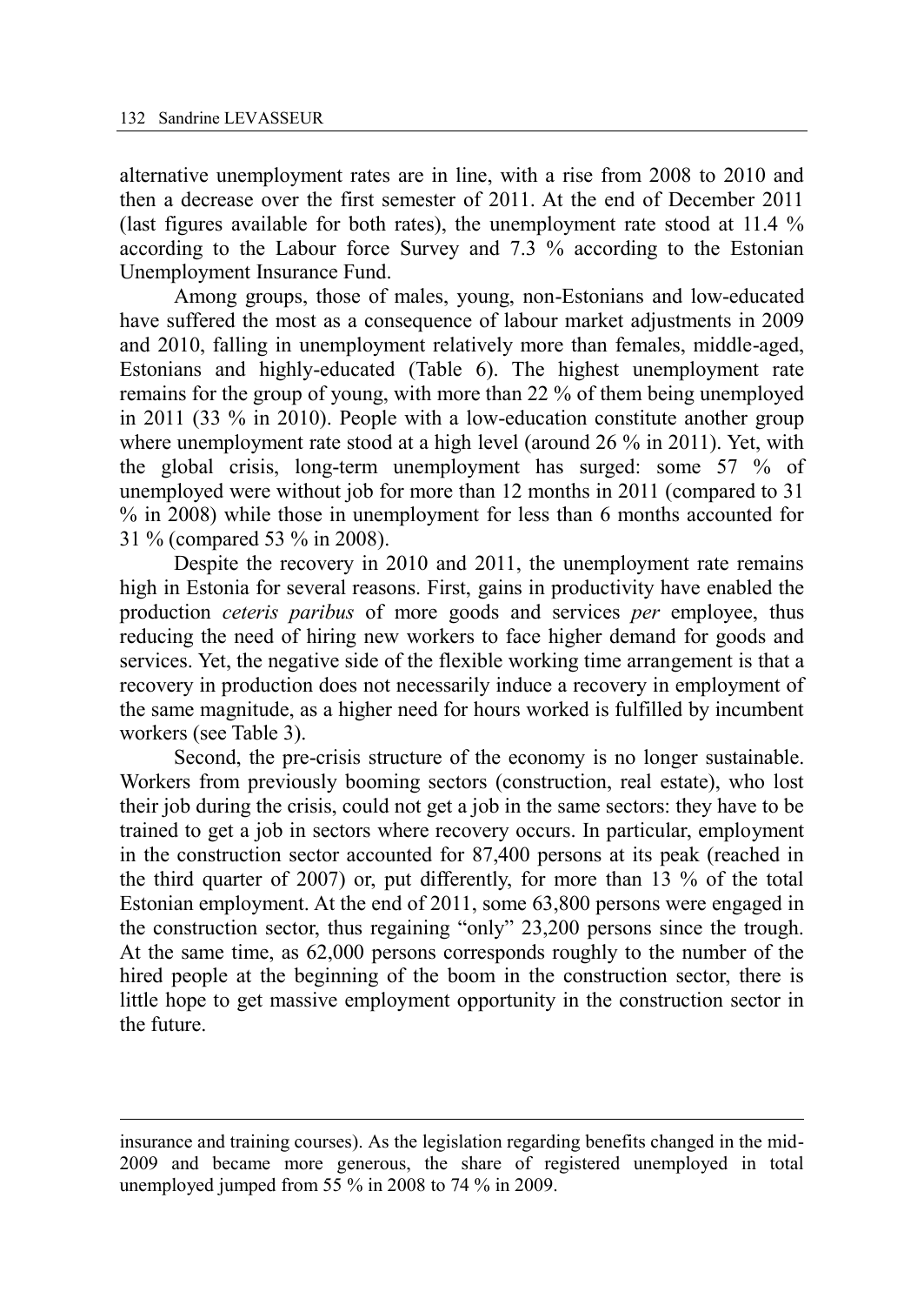alternative unemployment rates are in line, with a rise from 2008 to 2010 and then a decrease over the first semester of 2011. At the end of December 2011 (last figures available for both rates), the unemployment rate stood at 11.4 % according to the Labour force Survey and 7.3 % according to the Estonian Unemployment Insurance Fund.

Among groups, those of males, young, non-Estonians and low-educated have suffered the most as a consequence of labour market adjustments in 2009 and 2010, falling in unemployment relatively more than females, middle-aged, Estonians and highly-educated (Table 6). The highest unemployment rate remains for the group of young, with more than 22 % of them being unemployed in 2011 (33 % in 2010). People with a low-education constitute another group where unemployment rate stood at a high level (around 26 % in 2011). Yet, with the global crisis, long-term unemployment has surged: some 57 % of unemployed were without job for more than 12 months in 2011 (compared to 31 % in 2008) while those in unemployment for less than 6 months accounted for 31 % (compared 53 % in 2008).

Despite the recovery in 2010 and 2011, the unemployment rate remains high in Estonia for several reasons. First, gains in productivity have enabled the production *ceteris paribus* of more goods and services *per* employee, thus reducing the need of hiring new workers to face higher demand for goods and services. Yet, the negative side of the flexible working time arrangement is that a recovery in production does not necessarily induce a recovery in employment of the same magnitude, as a higher need for hours worked is fulfilled by incumbent workers (see Table 3).

Second, the pre-crisis structure of the economy is no longer sustainable. Workers from previously booming sectors (construction, real estate), who lost their job during the crisis, could not get a job in the same sectors: they have to be trained to get a job in sectors where recovery occurs. In particular, employment in the construction sector accounted for 87,400 persons at its peak (reached in the third quarter of 2007) or, put differently, for more than 13 % of the total Estonian employment. At the end of 2011, some 63,800 persons were engaged in the construction sector, thus regaining "only" 23,200 persons since the trough. At the same time, as 62,000 persons corresponds roughly to the number of the hired people at the beginning of the boom in the construction sector, there is little hope to get massive employment opportunity in the construction sector in the future.

---

insurance and training courses). As the legislation regarding benefits changed in the mid-2009 and became more generous, the share of registered unemployed in total unemployed jumped from 55 % in 2008 to 74 % in 2009.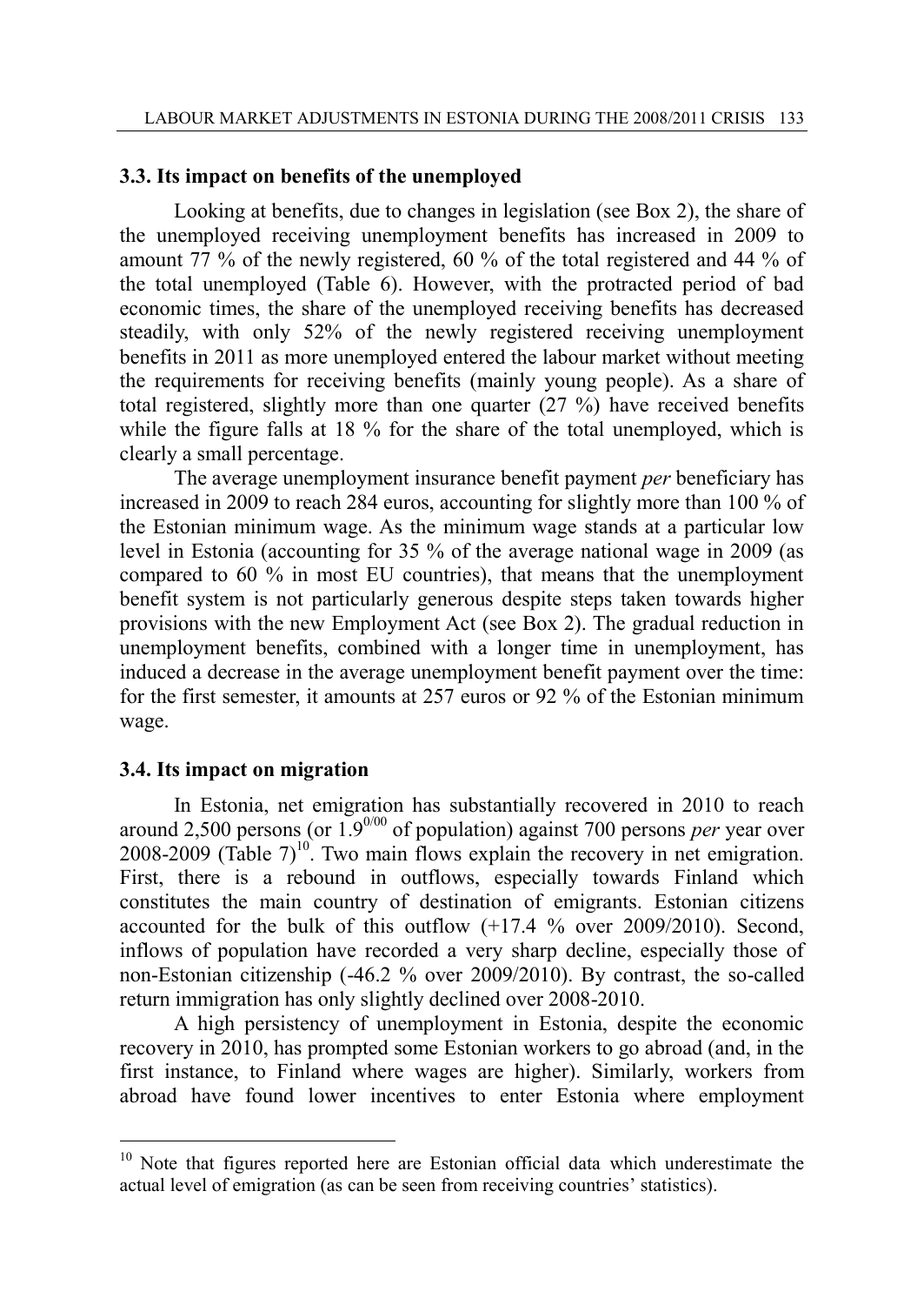### 3.3. Its impact on benefits of the unemployed

Looking at benefits, due to changes in legislation (see Box 2), the share of the unemployed receiving unemployment benefits has increased in 2009 to amount 77 % of the newly registered, 60 % of the total registered and 44 % of the total unemployed (Table 6). However, with the protracted period of bad economic times, the share of the unemployed receiving benefits has decreased steadily, with only 52% of the newly registered receiving unemployment benefits in 2011 as more unemployed entered the labour market without meeting the requirements for receiving benefits (mainly young people). As a share of total registered, slightly more than one quarter (27 %) have received benefits while the figure falls at 18 % for the share of the total unemployed, which is clearly a small percentage.

The average unemployment insurance benefit payment *per* beneficiary has increased in 2009 to reach 284 euros, accounting for slightly more than 100 % of the Estonian minimum wage. As the minimum wage stands at a particular low level in Estonia (accounting for 35 % of the average national wage in 2009 (as compared to 60 % in most EU countries), that means that the unemployment benefit system is not particularly generous despite steps taken towards higher provisions with the new Employment Act (see Box 2). The gradual reduction in unemployment benefits, combined with a longer time in unemployment, has induced a decrease in the average unemployment benefit payment over the time: for the first semester, it amounts at 257 euros or 92 % of the Estonian minimum wage.

### 3.4. Its impact on migration

In Estonia, net emigration has substantially recovered in 2010 to reach around 2,500 persons (or 1.9‰ of population) against 700 persons *per* year over 2008-2009 (Table 7)[10]. Two main flows explain the recovery in net emigration. First, there is a rebound in outflows, especially towards Finland which constitutes the main country of destination of emigrants. Estonian citizens accounted for the bulk of this outflow (+17.4 % over 2009/2010). Second, inflows of population have recorded a very sharp decline, especially those of non-Estonian citizenship (-46.2 % over 2009/2010). By contrast, the so-called return immigration has only slightly declined over 2008-2010.

A high persistency of unemployment in Estonia, despite the economic recovery in 2010, has prompted some Estonian workers to go abroad (and, in the first instance, to Finland where wages are higher). Similarly, workers from abroad have found lower incentives to enter Estonia where employment

[10] Note that figures reported here are Estonian official data which underestimate the actual level of emigration (as can be seen from receiving countries' statistics).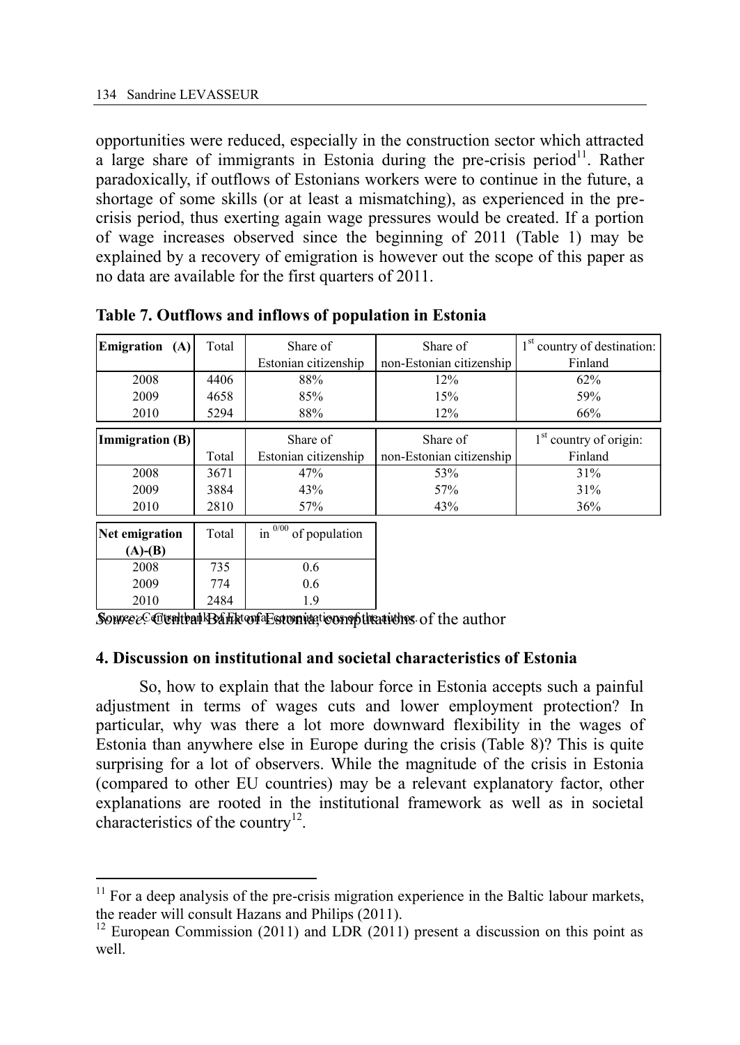opportunities were reduced, especially in the construction sector which attracted a large share of immigrants in Estonia during the pre-crisis period[11]. Rather paradoxically, if outflows of Estonians workers were to continue in the future, a shortage of some skills (or at least a mismatching), as experienced in the pre-crisis period, thus exerting again wage pressures would be created. If a portion of wage increases observed since the beginning of 2011 (Table 1) may be explained by a recovery of emigration is however out the scope of this paper as no data are available for the first quarters of 2011.

**Table 7. Outflows and inflows of population in Estonia**

| **Emigration (A)** | Total | Share of Estonian citizenship | Share of non-Estonian citizenship | 1st country of destination: Finland |
|---|---|---|---|---|
| 2008 | 4406 | 88% | 12% | 62% |
| 2009 | 4658 | 85% | 15% | 59% |
| 2010 | 5294 | 88% | 12% | 66% |

| **Immigration (B)** | Total | Share of Estonian citizenship | Share of non-Estonian citizenship | 1st country of origin: Finland |
|---|---|---|---|---|
| 2008 | 3671 | 47% | 53% | 31% |
| 2009 | 3884 | 43% | 57% | 31% |
| 2010 | 2810 | 57% | 43% | 36% |

| **Net emigration (A)-(B)** | Total | in 0/00 of population |
|---|---|---|
| 2008 | 735 | 0.6 |
| 2009 | 774 | 0.6 |
| 2010 | 2484 | 1.9 |

*Source*: Central Bank of Estonia, computations of the author

## 4. Discussion on institutional and societal characteristics of Estonia

So, how to explain that the labour force in Estonia accepts such a painful adjustment in terms of wages cuts and lower employment protection? In particular, why was there a lot more downward flexibility in the wages of Estonia than anywhere else in Europe during the crisis (Table 8)? This is quite surprising for a lot of observers. While the magnitude of the crisis in Estonia (compared to other EU countries) may be a relevant explanatory factor, other explanations are rooted in the institutional framework as well as in societal characteristics of the country[12].

---

[11] For a deep analysis of the pre-crisis migration experience in the Baltic labour markets, the reader will consult Hazans and Philips (2011).

[12] European Commission (2011) and LDR (2011) present a discussion on this point as well.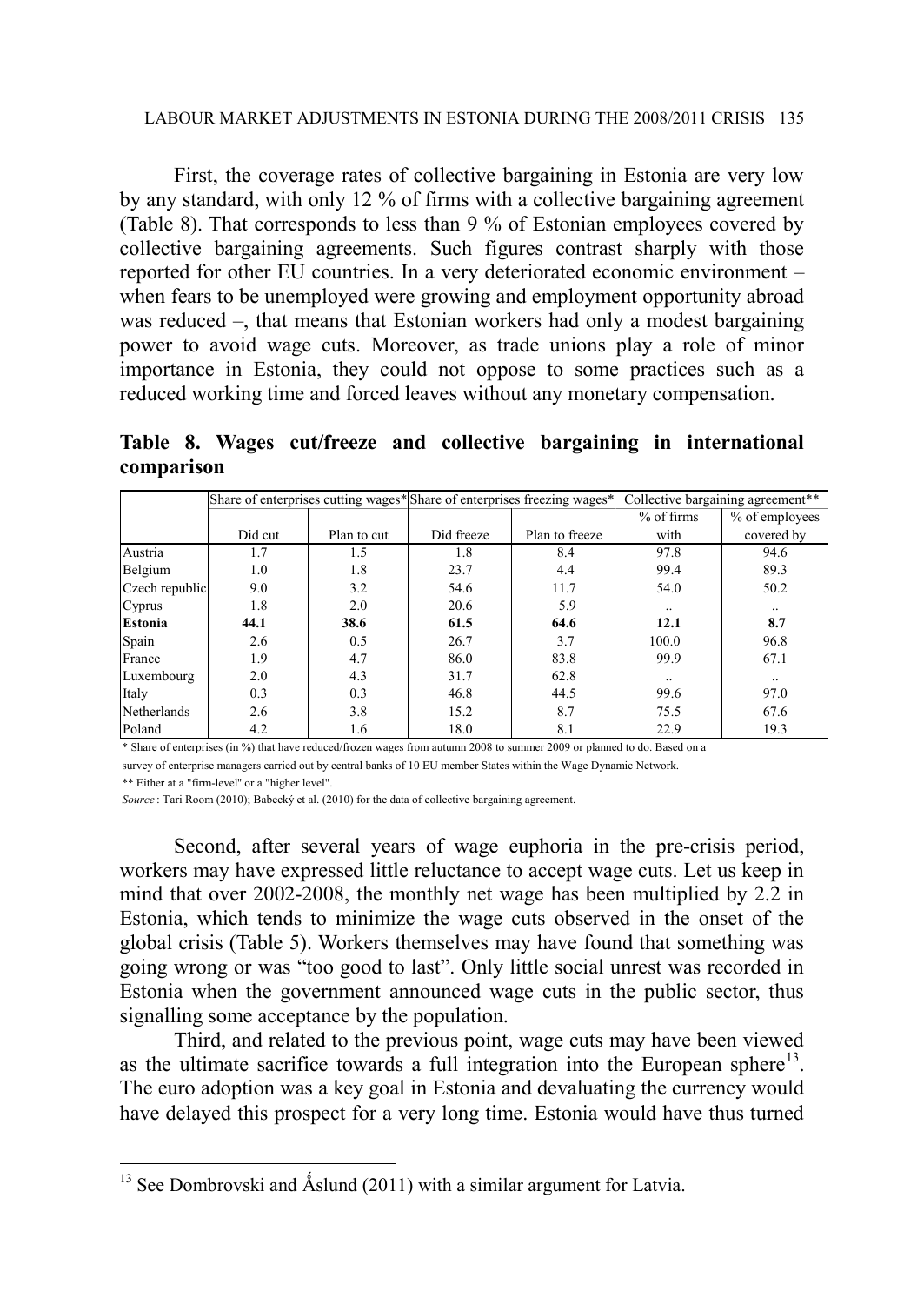First, the coverage rates of collective bargaining in Estonia are very low by any standard, with only 12 % of firms with a collective bargaining agreement (Table 8). That corresponds to less than 9 % of Estonian employees covered by collective bargaining agreements. Such figures contrast sharply with those reported for other EU countries. In a very deteriorated economic environment – when fears to be unemployed were growing and employment opportunity abroad was reduced –, that means that Estonian workers had only a modest bargaining power to avoid wage cuts. Moreover, as trade unions play a role of minor importance in Estonia, they could not oppose to some practices such as a reduced working time and forced leaves without any monetary compensation.

**Table 8. Wages cut/freeze and collective bargaining in international comparison**

| | Share of enterprises cutting wages* | | Share of enterprises freezing wages* | | Collective bargaining agreement** | |
|---|---|---|---|---|---|---|
| | Did cut | Plan to cut | Did freeze | Plan to freeze | % of firms with | % of employees covered by |
| Austria | 1.7 | 1.5 | 1.8 | 8.4 | 97.8 | 94.6 |
| Belgium | 1.0 | 1.8 | 23.7 | 4.4 | 99.4 | 89.3 |
| Czech republic | 9.0 | 3.2 | 54.6 | 11.7 | 54.0 | 50.2 |
| Cyprus | 1.8 | 2.0 | 20.6 | 5.9 | .. | .. |
| **Estonia** | **44.1** | **38.6** | **61.5** | **64.6** | **12.1** | **8.7** |
| Spain | 2.6 | 0.5 | 26.7 | 3.7 | 100.0 | 96.8 |
| France | 1.9 | 4.7 | 86.0 | 83.8 | 99.9 | 67.1 |
| Luxembourg | 2.0 | 4.3 | 31.7 | 62.8 | .. | .. |
| Italy | 0.3 | 0.3 | 46.8 | 44.5 | 99.6 | 97.0 |
| Netherlands | 2.6 | 3.8 | 15.2 | 8.7 | 75.5 | 67.6 |
| Poland | 4.2 | 1.6 | 18.0 | 8.1 | 22.9 | 19.3 |

\* Share of enterprises (in %) that have reduced/frozen wages from autumn 2008 to summer 2009 or planned to do. Based on a survey of enterprise managers carried out by central banks of 10 EU member States within the Wage Dynamic Network.

\*\* Either at a "firm-level" or a "higher level".

*Source* : Tari Room (2010); Babecký et al. (2010) for the data of collective bargaining agreement.

Second, after several years of wage euphoria in the pre-crisis period, workers may have expressed little reluctance to accept wage cuts. Let us keep in mind that over 2002-2008, the monthly net wage has been multiplied by 2.2 in Estonia, which tends to minimize the wage cuts observed in the onset of the global crisis (Table 5). Workers themselves may have found that something was going wrong or was "too good to last". Only little social unrest was recorded in Estonia when the government announced wage cuts in the public sector, thus signalling some acceptance by the population.

Third, and related to the previous point, wage cuts may have been viewed as the ultimate sacrifice towards a full integration into the European sphere[13]. The euro adoption was a key goal in Estonia and devaluating the currency would have delayed this prospect for a very long time. Estonia would have thus turned

[13] See Dombrovski and Åslund (2011) with a similar argument for Latvia.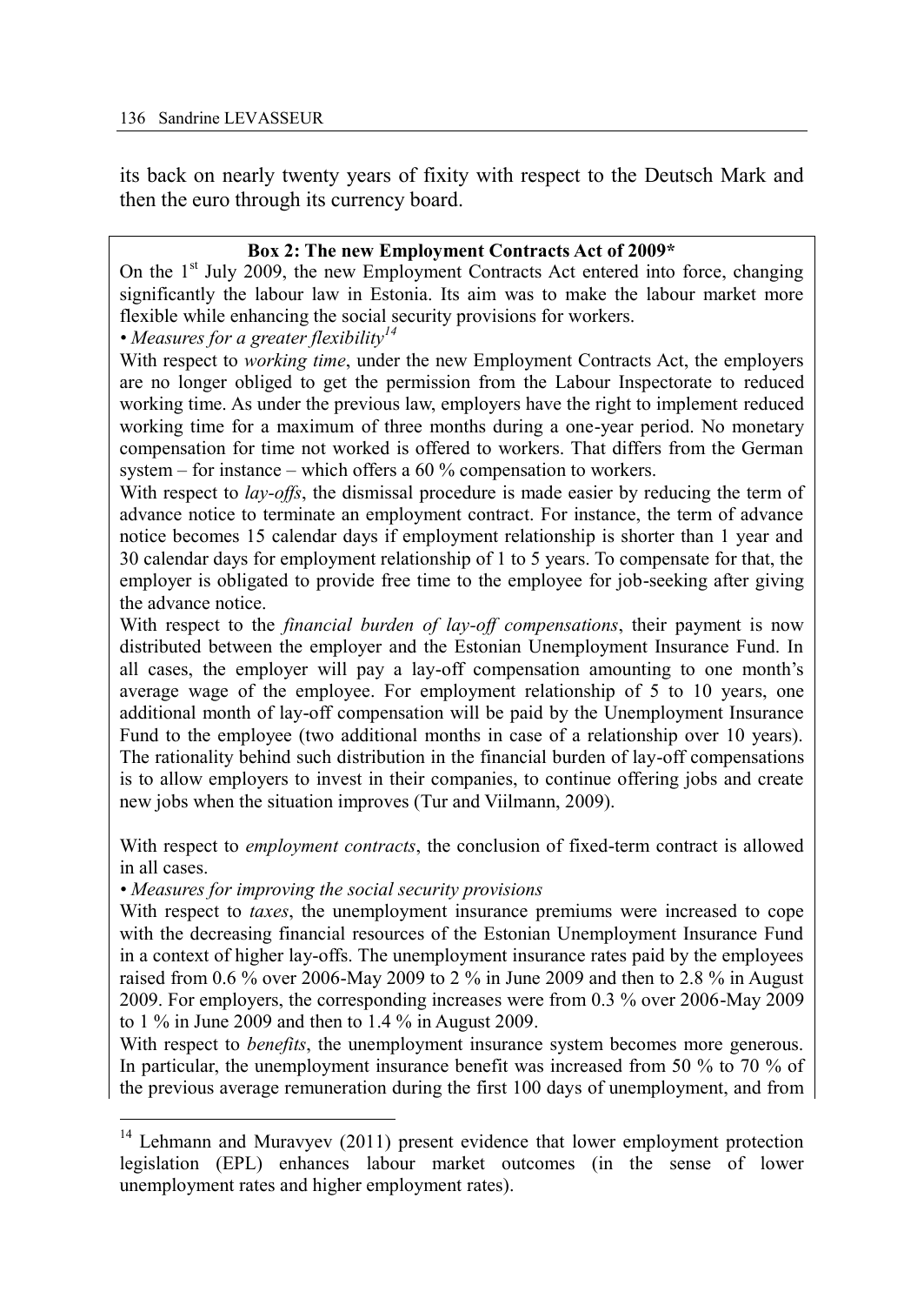its back on nearly twenty years of fixity with respect to the Deutsch Mark and then the euro through its currency board.

**Box 2: The new Employment Contracts Act of 2009***

On the 1st July 2009, the new Employment Contracts Act entered into force, changing significantly the labour law in Estonia. Its aim was to make the labour market more flexible while enhancing the social security provisions for workers.

• *Measures for a greater flexibility*[14]

With respect to *working time*, under the new Employment Contracts Act, the employers are no longer obliged to get the permission from the Labour Inspectorate to reduced working time. As under the previous law, employers have the right to implement reduced working time for a maximum of three months during a one-year period. No monetary compensation for time not worked is offered to workers. That differs from the German system – for instance – which offers a 60 % compensation to workers.

With respect to *lay-offs*, the dismissal procedure is made easier by reducing the term of advance notice to terminate an employment contract. For instance, the term of advance notice becomes 15 calendar days if employment relationship is shorter than 1 year and 30 calendar days for employment relationship of 1 to 5 years. To compensate for that, the employer is obligated to provide free time to the employee for job-seeking after giving the advance notice.

With respect to the *financial burden of lay-off compensations*, their payment is now distributed between the employer and the Estonian Unemployment Insurance Fund. In all cases, the employer will pay a lay-off compensation amounting to one month's average wage of the employee. For employment relationship of 5 to 10 years, one additional month of lay-off compensation will be paid by the Unemployment Insurance Fund to the employee (two additional months in case of a relationship over 10 years). The rationality behind such distribution in the financial burden of lay-off compensations is to allow employers to invest in their companies, to continue offering jobs and create new jobs when the situation improves (Tur and Viilmann, 2009).

With respect to *employment contracts*, the conclusion of fixed-term contract is allowed in all cases.

• *Measures for improving the social security provisions*

With respect to *taxes*, the unemployment insurance premiums were increased to cope with the decreasing financial resources of the Estonian Unemployment Insurance Fund in a context of higher lay-offs. The unemployment insurance rates paid by the employees raised from 0.6 % over 2006-May 2009 to 2 % in June 2009 and then to 2.8 % in August 2009. For employers, the corresponding increases were from 0.3 % over 2006-May 2009 to 1 % in June 2009 and then to 1.4 % in August 2009.

With respect to *benefits*, the unemployment insurance system becomes more generous. In particular, the unemployment insurance benefit was increased from 50 % to 70 % of the previous average remuneration during the first 100 days of unemployment, and from

[14] Lehmann and Muravyev (2011) present evidence that lower employment protection legislation (EPL) enhances labour market outcomes (in the sense of lower unemployment rates and higher employment rates).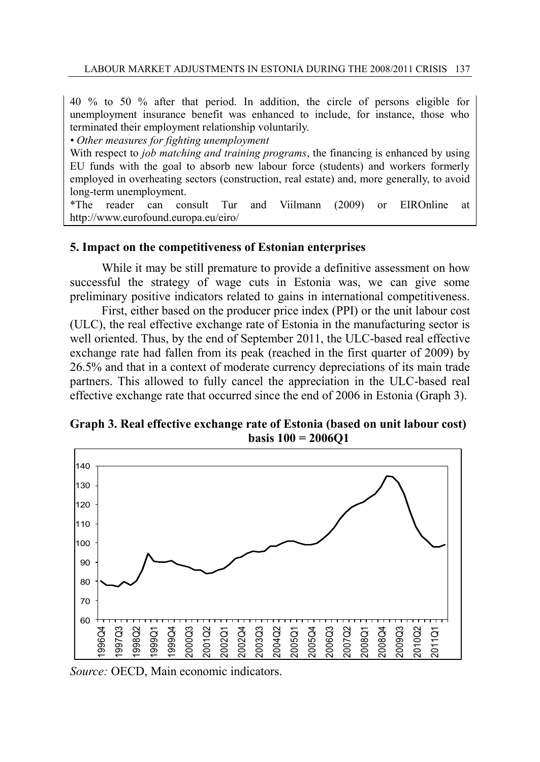40 % to 50 % after that period. In addition, the circle of persons eligible for unemployment insurance benefit was enhanced to include, for instance, those who terminated their employment relationship voluntarily.

• *Other measures for fighting unemployment*

With respect to *job matching and training programs*, the financing is enhanced by using EU funds with the goal to absorb new labour force (students) and workers formerly employed in overheating sectors (construction, real estate) and, more generally, to avoid long-term unemployment.

*The reader can consult Tur and Viilmann (2009) or EIROnline at http://www.eurofound.europa.eu/eiro/

### 5. Impact on the competitiveness of Estonian enterprises

While it may be still premature to provide a definitive assessment on how successful the strategy of wage cuts in Estonia was, we can give some preliminary positive indicators related to gains in international competitiveness.

First, either based on the producer price index (PPI) or the unit labour cost (ULC), the real effective exchange rate of Estonia in the manufacturing sector is well oriented. Thus, by the end of September 2011, the ULC-based real effective exchange rate had fallen from its peak (reached in the first quarter of 2009) by 26.5% and that in a context of moderate currency depreciations of its main trade partners. This allowed to fully cancel the appreciation in the ULC-based real effective exchange rate that occurred since the end of 2006 in Estonia (Graph 3).

**Graph 3. Real effective exchange rate of Estonia (based on unit labour cost) basis 100 = 2006Q1**

*Source:* OECD, Main economic indicators.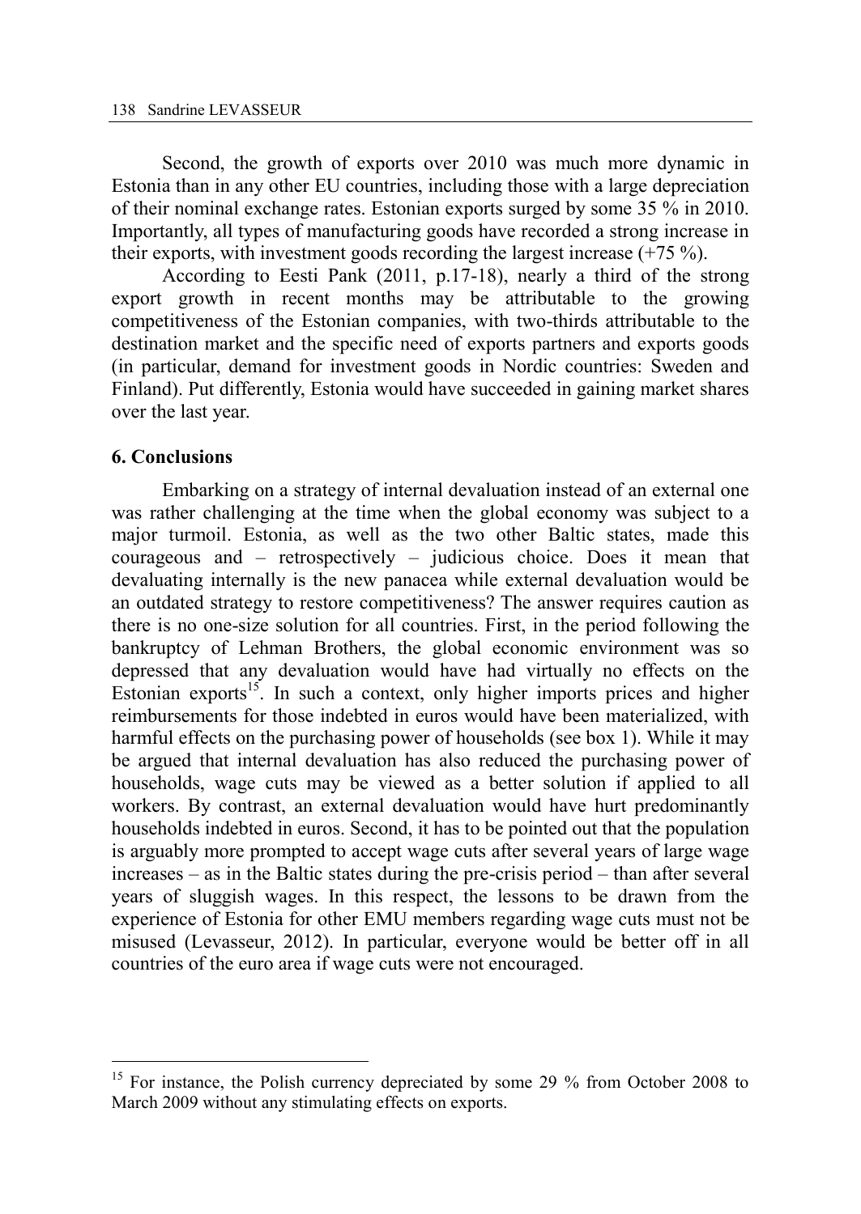Second, the growth of exports over 2010 was much more dynamic in Estonia than in any other EU countries, including those with a large depreciation of their nominal exchange rates. Estonian exports surged by some 35 % in 2010. Importantly, all types of manufacturing goods have recorded a strong increase in their exports, with investment goods recording the largest increase (+75 %).

According to Eesti Pank (2011, p.17-18), nearly a third of the strong export growth in recent months may be attributable to the growing competitiveness of the Estonian companies, with two-thirds attributable to the destination market and the specific need of exports partners and exports goods (in particular, demand for investment goods in Nordic countries: Sweden and Finland). Put differently, Estonia would have succeeded in gaining market shares over the last year.

## 6. Conclusions

Embarking on a strategy of internal devaluation instead of an external one was rather challenging at the time when the global economy was subject to a major turmoil. Estonia, as well as the two other Baltic states, made this courageous and – retrospectively – judicious choice. Does it mean that devaluating internally is the new panacea while external devaluation would be an outdated strategy to restore competitiveness? The answer requires caution as there is no one-size solution for all countries. First, in the period following the bankruptcy of Lehman Brothers, the global economic environment was so depressed that any devaluation would have had virtually no effects on the Estonian exports[15]. In such a context, only higher imports prices and higher reimbursements for those indebted in euros would have been materialized, with harmful effects on the purchasing power of households (see box 1). While it may be argued that internal devaluation has also reduced the purchasing power of households, wage cuts may be viewed as a better solution if applied to all workers. By contrast, an external devaluation would have hurt predominantly households indebted in euros. Second, it has to be pointed out that the population is arguably more prompted to accept wage cuts after several years of large wage increases – as in the Baltic states during the pre-crisis period – than after several years of sluggish wages. In this respect, the lessons to be drawn from the experience of Estonia for other EMU members regarding wage cuts must not be misused (Levasseur, 2012). In particular, everyone would be better off in all countries of the euro area if wage cuts were not encouraged.

---

[15] For instance, the Polish currency depreciated by some 29 % from October 2008 to March 2009 without any stimulating effects on exports.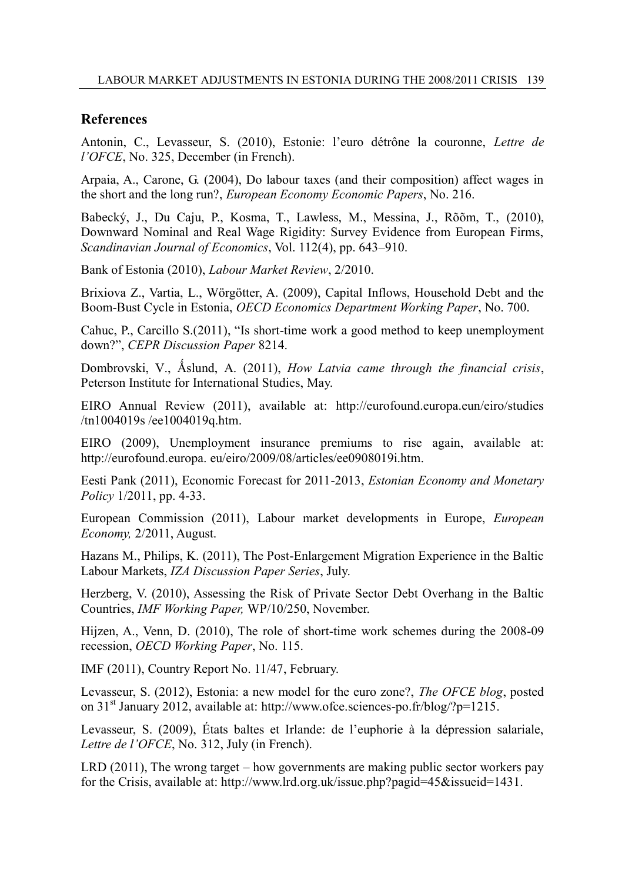## References

Antonin, C., Levasseur, S. (2010), Estonie: l'euro détrône la couronne, *Lettre de l'OFCE*, No. 325, December (in French).

Arpaia, A., Carone, G. (2004), Do labour taxes (and their composition) affect wages in the short and the long run?, *European Economy Economic Papers*, No. 216.

Babecký, J., Du Caju, P., Kosma, T., Lawless, M., Messina, J., Rõõm, T., (2010), Downward Nominal and Real Wage Rigidity: Survey Evidence from European Firms, *Scandinavian Journal of Economics*, Vol. 112(4), pp. 643–910.

Bank of Estonia (2010), *Labour Market Review*, 2/2010.

Brixiova Z., Vartia, L., Wörgötter, A. (2009), Capital Inflows, Household Debt and the Boom-Bust Cycle in Estonia, *OECD Economics Department Working Paper*, No. 700.

Cahuc, P., Carcillo S.(2011), "Is short-time work a good method to keep unemployment down?", *CEPR Discussion Paper* 8214.

Dombrovski, V., Ǻslund, A. (2011), *How Latvia came through the financial crisis*, Peterson Institute for International Studies, May.

EIRO Annual Review (2011), available at: http://eurofound.europa.eun/eiro/studies /tn1004019s /ee1004019q.htm.

EIRO (2009), Unemployment insurance premiums to rise again, available at: http://eurofound.europa. eu/eiro/2009/08/articles/ee0908019i.htm.

Eesti Pank (2011), Economic Forecast for 2011-2013, *Estonian Economy and Monetary Policy* 1/2011, pp. 4-33.

European Commission (2011), Labour market developments in Europe, *European Economy,* 2/2011, August.

Hazans M., Philips, K. (2011), The Post-Enlargement Migration Experience in the Baltic Labour Markets, *IZA Discussion Paper Series*, July.

Herzberg, V. (2010), Assessing the Risk of Private Sector Debt Overhang in the Baltic Countries, *IMF Working Paper,* WP/10/250, November.

Hijzen, A., Venn, D. (2010), The role of short-time work schemes during the 2008-09 recession, *OECD Working Paper*, No. 115.

IMF (2011), Country Report No. 11/47, February.

Levasseur, S. (2012), Estonia: a new model for the euro zone?, *The OFCE blog*, posted on 31st January 2012, available at: http://www.ofce.sciences-po.fr/blog/?p=1215.

Levasseur, S. (2009), États baltes et Irlande: de l'euphorie à la dépression salariale, *Lettre de l'OFCE*, No. 312, July (in French).

LRD (2011), The wrong target – how governments are making public sector workers pay for the Crisis, available at: http://www.lrd.org.uk/issue.php?pagid=45&issueid=1431.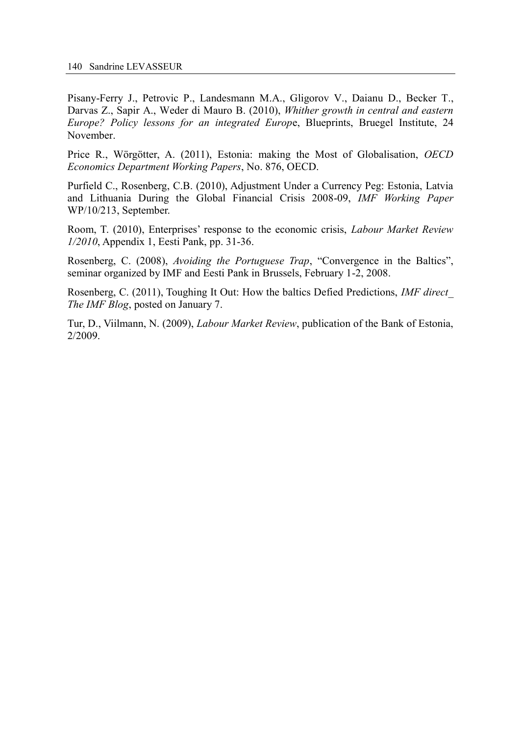Pisany-Ferry J., Petrovic P., Landesmann M.A., Gligorov V., Daianu D., Becker T., Darvas Z., Sapir A., Weder di Mauro B. (2010), *Whither growth in central and eastern Europe? Policy lessons for an integrated Europ*e, Blueprints, Bruegel Institute, 24 November.

Price R., Wörgötter, A. (2011), Estonia: making the Most of Globalisation, *OECD Economics Department Working Papers*, No. 876, OECD.

Purfield C., Rosenberg, C.B. (2010), Adjustment Under a Currency Peg: Estonia, Latvia and Lithuania During the Global Financial Crisis 2008-09, *IMF Working Paper* WP/10/213, September.

Room, T. (2010), Enterprises' response to the economic crisis, *Labour Market Review 1/2010*, Appendix 1, Eesti Pank, pp. 31-36.

Rosenberg, C. (2008), *Avoiding the Portuguese Trap*, "Convergence in the Baltics", seminar organized by IMF and Eesti Pank in Brussels, February 1-2, 2008.

Rosenberg, C. (2011), Toughing It Out: How the baltics Defied Predictions, *IMF direct_ The IMF Blog*, posted on January 7.

Tur, D., Viilmann, N. (2009), *Labour Market Review*, publication of the Bank of Estonia, 2/2009.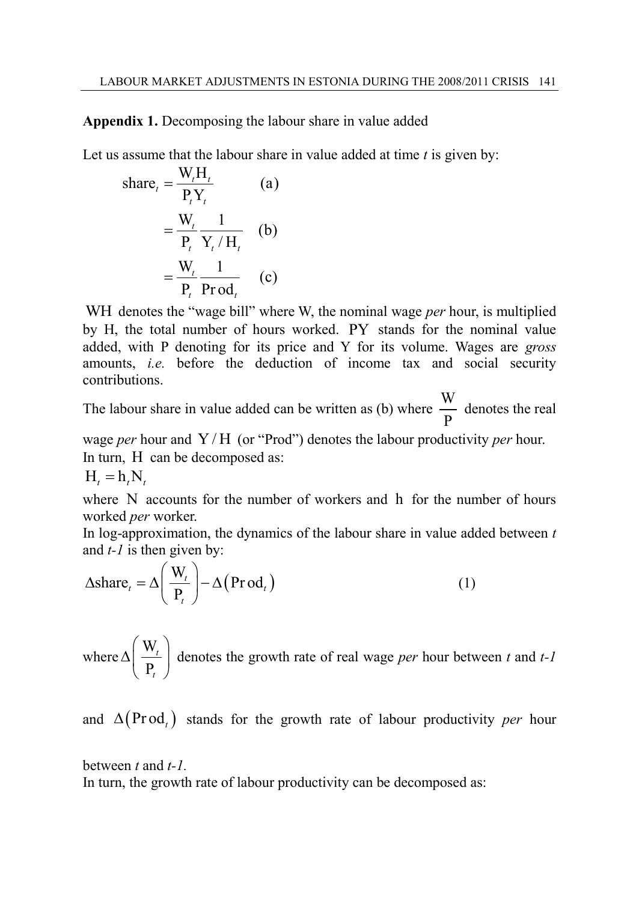**Appendix 1.** Decomposing the labour share in value added

Let us assume that the labour share in value added at time *t* is given by:

$$\text{share}_t = \frac{W_t H_t}{P_t Y_t} \qquad \text{(a)}$$

$$= \frac{W_t}{P_t} \frac{1}{Y_t / H_t} \qquad \text{(b)}$$

$$= \frac{W_t}{P_t} \frac{1}{\text{Prod}_t} \qquad \text{(c)}$$

$WH$ denotes the "wage bill" where W, the nominal wage *per* hour, is multiplied by H, the total number of hours worked. $PY$ stands for the nominal value added, with P denoting for its price and Y for its volume. Wages are *gross* amounts, *i.e.* before the deduction of income tax and social security contributions.

The labour share in value added can be written as (b) where $\frac{W}{P}$ denotes the real wage *per* hour and $Y/H$ (or "Prod") denotes the labour productivity *per* hour.

In turn, $H$ can be decomposed as:

$$H_t = h_t N_t$$

where $N$ accounts for the number of workers and $h$ for the number of hours worked *per* worker.

In log-approximation, the dynamics of the labour share in value added between *t* and *t-1* is then given by:

$$\Delta\text{share}_t = \Delta\left(\frac{W_t}{P_t}\right) - \Delta\left(\text{Prod}_t\right) \qquad (1)$$

where $\Delta\left(\frac{W_t}{P_t}\right)$ denotes the growth rate of real wage *per* hour between *t* and *t-1* and $\Delta\left(\text{Prod}_t\right)$ stands for the growth rate of labour productivity *per* hour between *t* and *t-1*.

In turn, the growth rate of labour productivity can be decomposed as: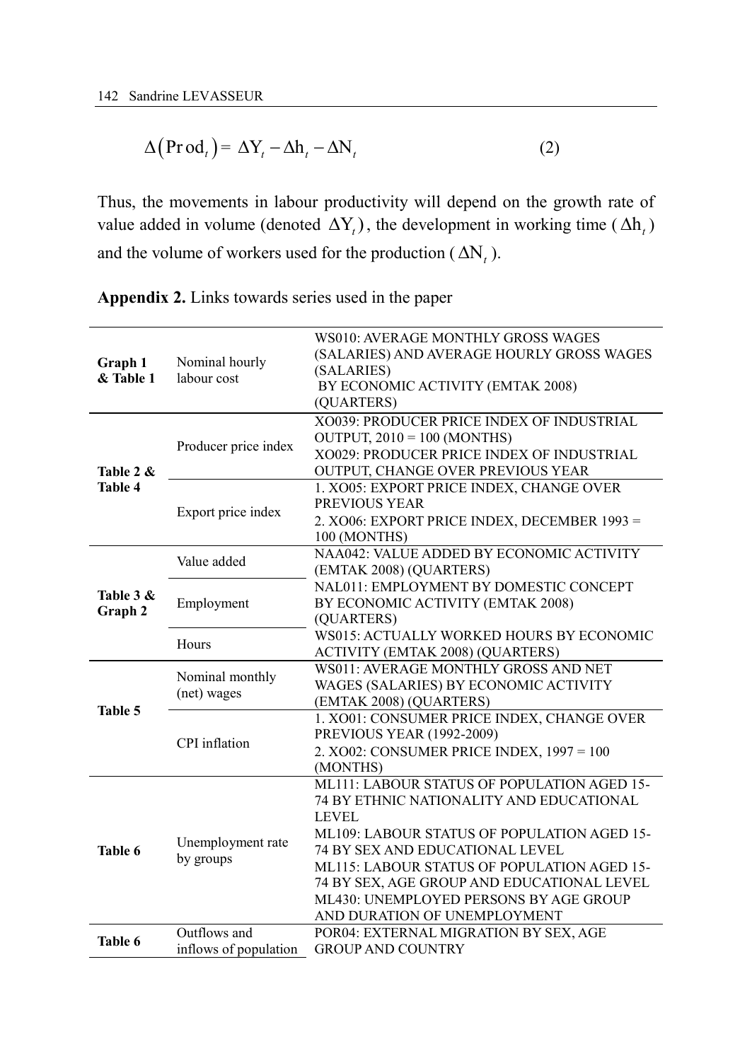$$\Delta\left(\text{Prod}_t\right) = \Delta \text{Y}_t - \Delta \text{h}_t - \Delta \text{N}_t \tag{2}$$

Thus, the movements in labour productivity will depend on the growth rate of value added in volume (denoted $\Delta \text{Y}_t$), the development in working time ($\Delta \text{h}_t$) and the volume of workers used for the production ($\Delta \text{N}_t$).

**Appendix 2.** Links towards series used in the paper

| | | |
|---|---|---|
| **Graph 1 & Table 1** | Nominal hourly labour cost | WS010: AVERAGE MONTHLY GROSS WAGES (SALARIES) AND AVERAGE HOURLY GROSS WAGES (SALARIES) BY ECONOMIC ACTIVITY (EMTAK 2008) (QUARTERS) |
| **Table 2 & Table 4** | Producer price index | XO039: PRODUCER PRICE INDEX OF INDUSTRIAL OUTPUT, 2010 = 100 (MONTHS) XO029: PRODUCER PRICE INDEX OF INDUSTRIAL OUTPUT, CHANGE OVER PREVIOUS YEAR |
| | Export price index | 1. XO05: EXPORT PRICE INDEX, CHANGE OVER PREVIOUS YEAR 2. XO06: EXPORT PRICE INDEX, DECEMBER 1993 = 100 (MONTHS) |
| **Table 3 & Graph 2** | Value added | NAA042: VALUE ADDED BY ECONOMIC ACTIVITY (EMTAK 2008) (QUARTERS) |
| | Employment | NAL011: EMPLOYMENT BY DOMESTIC CONCEPT BY ECONOMIC ACTIVITY (EMTAK 2008) (QUARTERS) |
| | Hours | WS015: ACTUALLY WORKED HOURS BY ECONOMIC ACTIVITY (EMTAK 2008) (QUARTERS) |
| **Table 5** | Nominal monthly (net) wages | WS011: AVERAGE MONTHLY GROSS AND NET WAGES (SALARIES) BY ECONOMIC ACTIVITY (EMTAK 2008) (QUARTERS) |
| | CPI inflation | 1. XO01: CONSUMER PRICE INDEX, CHANGE OVER PREVIOUS YEAR (1992-2009) 2. XO02: CONSUMER PRICE INDEX, 1997 = 100 (MONTHS) |
| **Table 6** | Unemployment rate by groups | ML111: LABOUR STATUS OF POPULATION AGED 15-74 BY ETHNIC NATIONALITY AND EDUCATIONAL LEVEL ML109: LABOUR STATUS OF POPULATION AGED 15-74 BY SEX AND EDUCATIONAL LEVEL ML115: LABOUR STATUS OF POPULATION AGED 15-74 BY SEX, AGE GROUP AND EDUCATIONAL LEVEL ML430: UNEMPLOYED PERSONS BY AGE GROUP AND DURATION OF UNEMPLOYMENT |
| **Table 6** | Outflows and inflows of population | POR04: EXTERNAL MIGRATION BY SEX, AGE GROUP AND COUNTRY |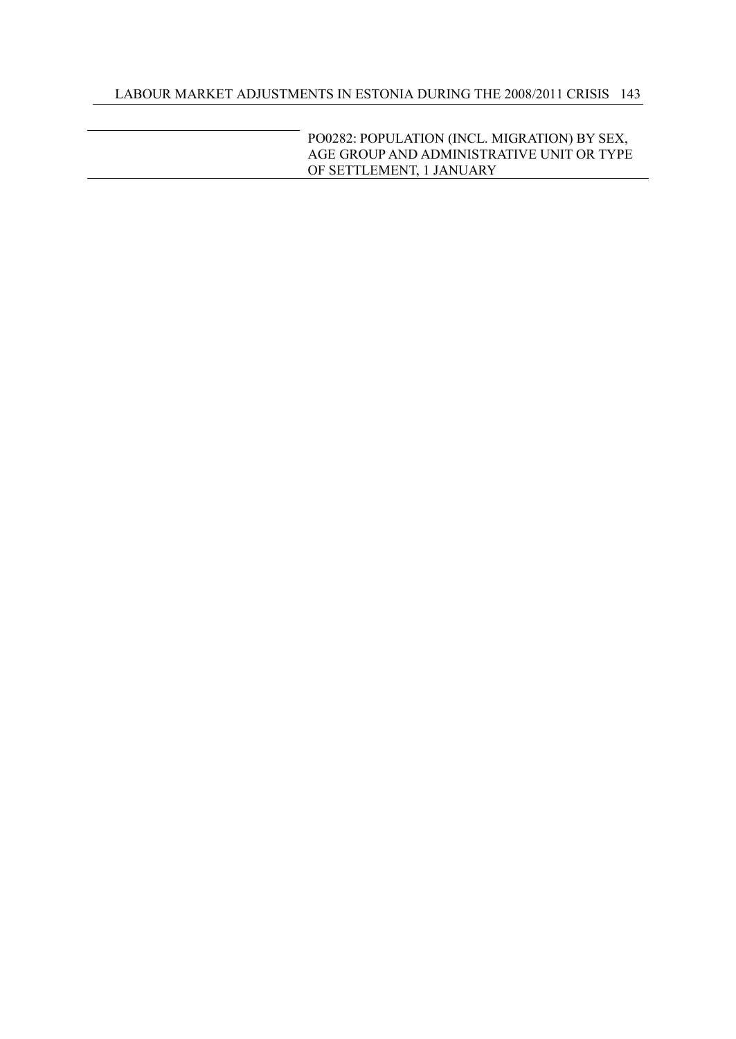PO0282: POPULATION (INCL. MIGRATION) BY SEX, AGE GROUP AND ADMINISTRATIVE UNIT OR TYPE OF SETTLEMENT, 1 JANUARY